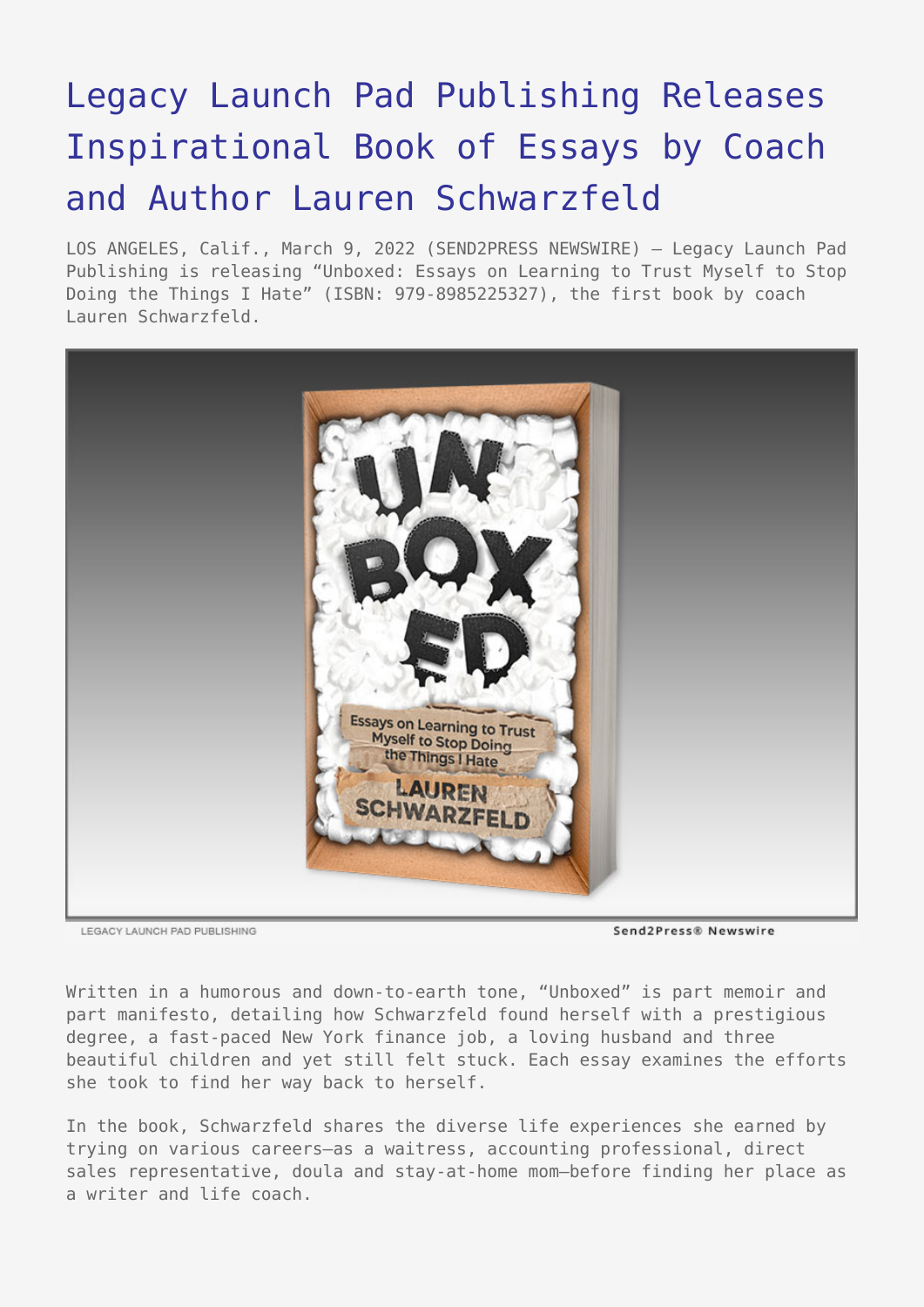# Legacy Launch Pad Publishing Releases Inspirational Book of Essays by Coach and Author Lauren Schwarzfeld

LOS ANGELES, Calif., March 9, 2022 (SEND2PRESS NEWSWIRE) — Legacy Launch Pad Publishing is releasing “Unboxed: Essays on Learning to Trust Myself to Stop Doing the Things I Hate” (ISBN: 979-8985225327), the first book by coach Lauren Schwarzfeld.

LEGACY LAUNCH PAD PUBLISHING    Send2Press® Newswire

Written in a humorous and down-to-earth tone, “Unboxed” is part memoir and part manifesto, detailing how Schwarzfeld found herself with a prestigious degree, a fast-paced New York finance job, a loving husband and three beautiful children and yet still felt stuck. Each essay examines the efforts she took to find her way back to herself.

In the book, Schwarzfeld shares the diverse life experiences she earned by trying on various careers—as a waitress, accounting professional, direct sales representative, doula and stay-at-home mom—before finding her place as a writer and life coach.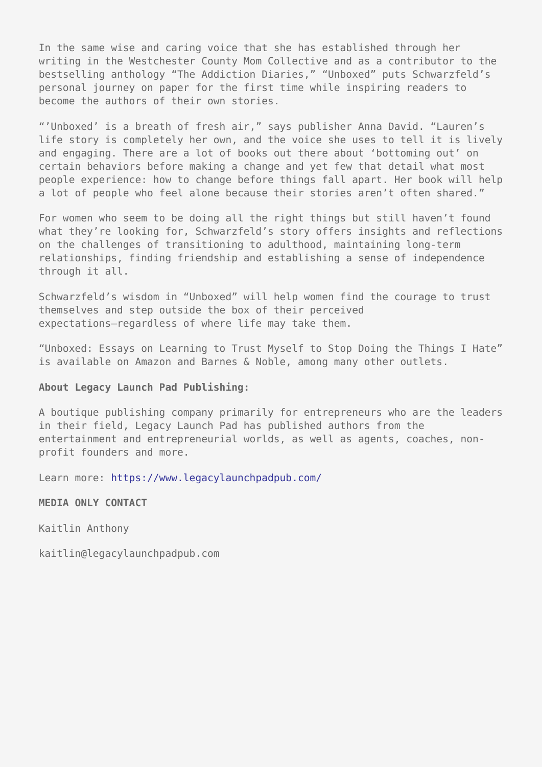In the same wise and caring voice that she has established through her writing in the Westchester County Mom Collective and as a contributor to the bestselling anthology "The Addiction Diaries," "Unboxed" puts Schwarzfeld's personal journey on paper for the first time while inspiring readers to become the authors of their own stories.

"'Unboxed' is a breath of fresh air," says publisher Anna David. "Lauren's life story is completely her own, and the voice she uses to tell it is lively and engaging. There are a lot of books out there about 'bottoming out' on certain behaviors before making a change and yet few that detail what most people experience: how to change before things fall apart. Her book will help a lot of people who feel alone because their stories aren't often shared."

For women who seem to be doing all the right things but still haven't found what they're looking for, Schwarzfeld's story offers insights and reflections on the challenges of transitioning to adulthood, maintaining long-term relationships, finding friendship and establishing a sense of independence through it all.

Schwarzfeld's wisdom in "Unboxed" will help women find the courage to trust themselves and step outside the box of their perceived expectations—regardless of where life may take them.

"Unboxed: Essays on Learning to Trust Myself to Stop Doing the Things I Hate" is available on Amazon and Barnes & Noble, among many other outlets.

**About Legacy Launch Pad Publishing:**

A boutique publishing company primarily for entrepreneurs who are the leaders in their field, Legacy Launch Pad has published authors from the entertainment and entrepreneurial worlds, as well as agents, coaches, non-profit founders and more.

Learn more: https://www.legacylaunchpadpub.com/

**MEDIA ONLY CONTACT**

Kaitlin Anthony

kaitlin@legacylaunchpadpub.com